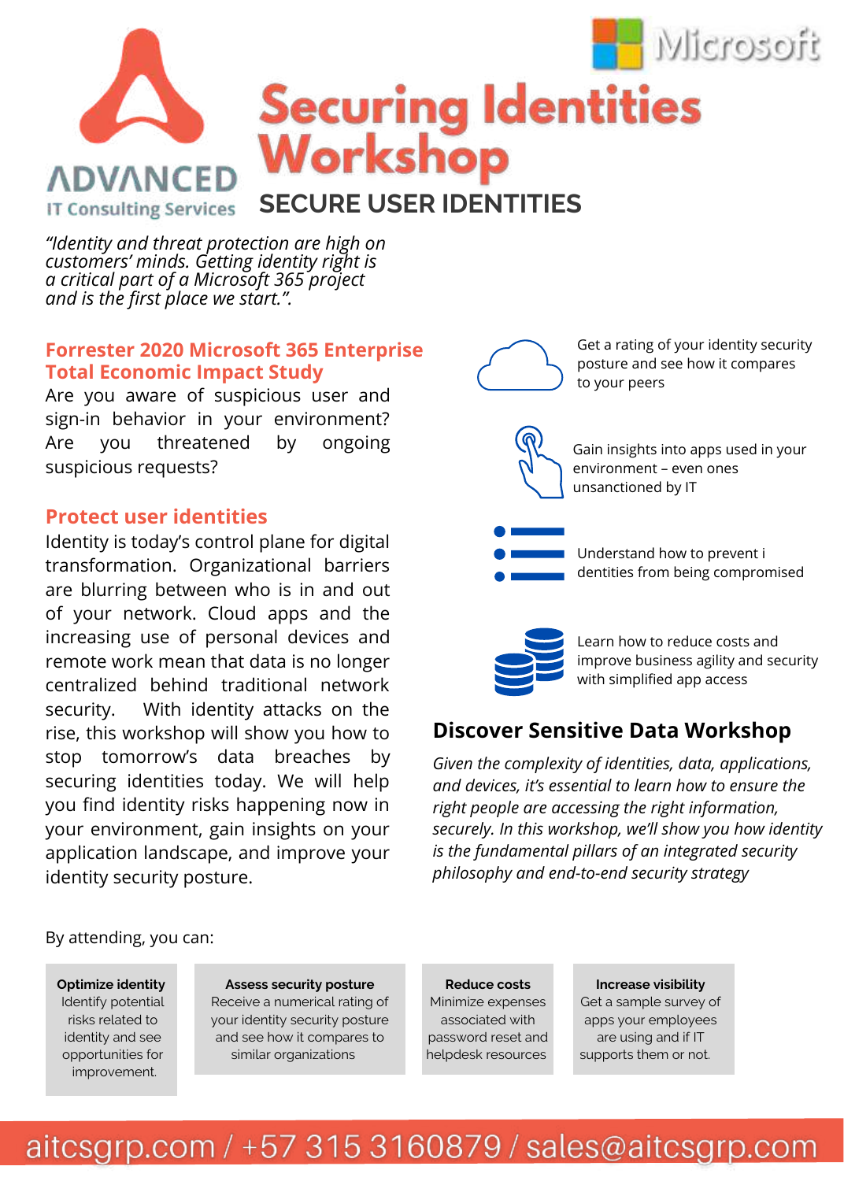ADVANCED

IT Consulting Services

Microsoft

# Securing Identities Workshop

## SECURE USER IDENTITIES

*"Identity and threat protection are high on customers' minds. Getting identity right is a critical part of a Microsoft 365 project and is the first place we start.".*

### Forrester 2020 Microsoft 365 Enterprise Total Economic Impact Study

Are you aware of suspicious user and sign-in behavior in your environment? Are you threatened by ongoing suspicious requests?

### Protect user identities

Identity is today's control plane for digital transformation. Organizational barriers are blurring between who is in and out of your network. Cloud apps and the increasing use of personal devices and remote work mean that data is no longer centralized behind traditional network security. With identity attacks on the rise, this workshop will show you how to stop tomorrow's data breaches by securing identities today. We will help you find identity risks happening now in your environment, gain insights on your application landscape, and improve your identity security posture.

- Get a rating of your identity security posture and see how it compares to your peers
- Gain insights into apps used in your environment – even ones unsanctioned by IT
- Understand how to prevent i dentities from being compromised
- Learn how to reduce costs and improve business agility and security with simplified app access

## Discover Sensitive Data Workshop

*Given the complexity of identities, data, applications, and devices, it's essential to learn how to ensure the right people are accessing the right information, securely. In this workshop, we'll show you how identity is the fundamental pillars of an integrated security philosophy and end-to-end security strategy*

By attending, you can:

| Optimize identity | Assess security posture | Reduce costs | Increase visibility |
|---|---|---|---|
| Identify potential risks related to identity and see opportunities for improvement. | Receive a numerical rating of your identity security posture and see how it compares to similar organizations | Minimize expenses associated with password reset and helpdesk resources | Get a sample survey of apps your employees are using and if IT supports them or not. |

aitcsgrp.com / +57 315 3160879 / sales@aitcsgrp.com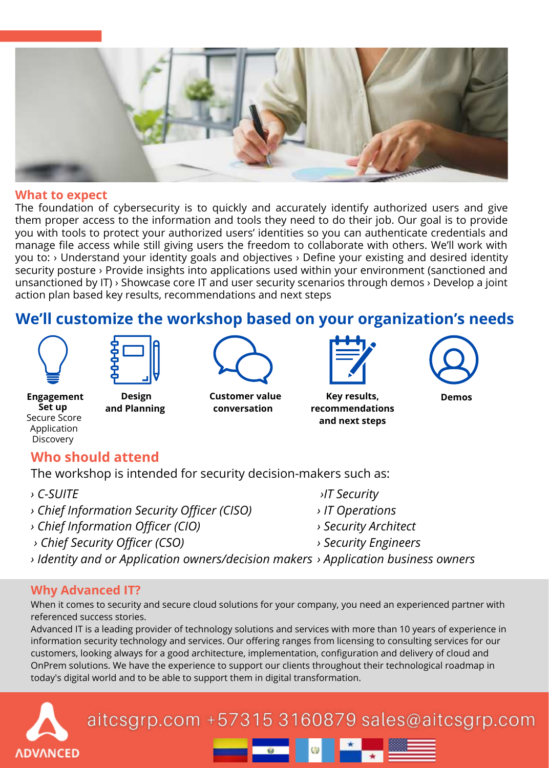## What to expect

The foundation of cybersecurity is to quickly and accurately identify authorized users and give them proper access to the information and tools they need to do their job. Our goal is to provide you with tools to protect your authorized users' identities so you can authenticate credentials and manage file access while still giving users the freedom to collaborate with others. We'll work with you to: › Understand your identity goals and objectives › Define your existing and desired identity security posture › Provide insights into applications used within your environment (sanctioned and unsanctioned by IT) › Showcase core IT and user security scenarios through demos › Develop a joint action plan based key results, recommendations and next steps

## We'll customize the workshop based on your organization's needs

- **Engagement Set up** Secure Score Application Discovery
- **Design and Planning**
- **Customer value conversation**
- **Key results, recommendations and next steps**
- **Demos**

## Who should attend

The workshop is intended for security decision-makers such as:

- *› C-SUITE*
- *› Chief Information Security Officer (CISO)*
- *› Chief Information Officer (CIO)*
- *› Chief Security Officer (CSO)*
- *› Identity and or Application owners/decision makers*
- *›IT Security*
- *› IT Operations*
- *› Security Architect*
- *› Security Engineers*
- *› Application business owners*

## Why Advanced IT?

When it comes to security and secure cloud solutions for your company, you need an experienced partner with referenced success stories.

Advanced IT is a leading provider of technology solutions and services with more than 10 years of experience in information security technology and services. Our offering ranges from licensing to consulting services for our customers, looking always for a good architecture, implementation, configuration and delivery of cloud and OnPrem solutions. We have the experience to support our clients throughout their technological roadmap in today's digital world and to be able to support them in digital transformation.

ADVANCED

aitcsgrp.com +57315 3160879 sales@aitcsgrp.com